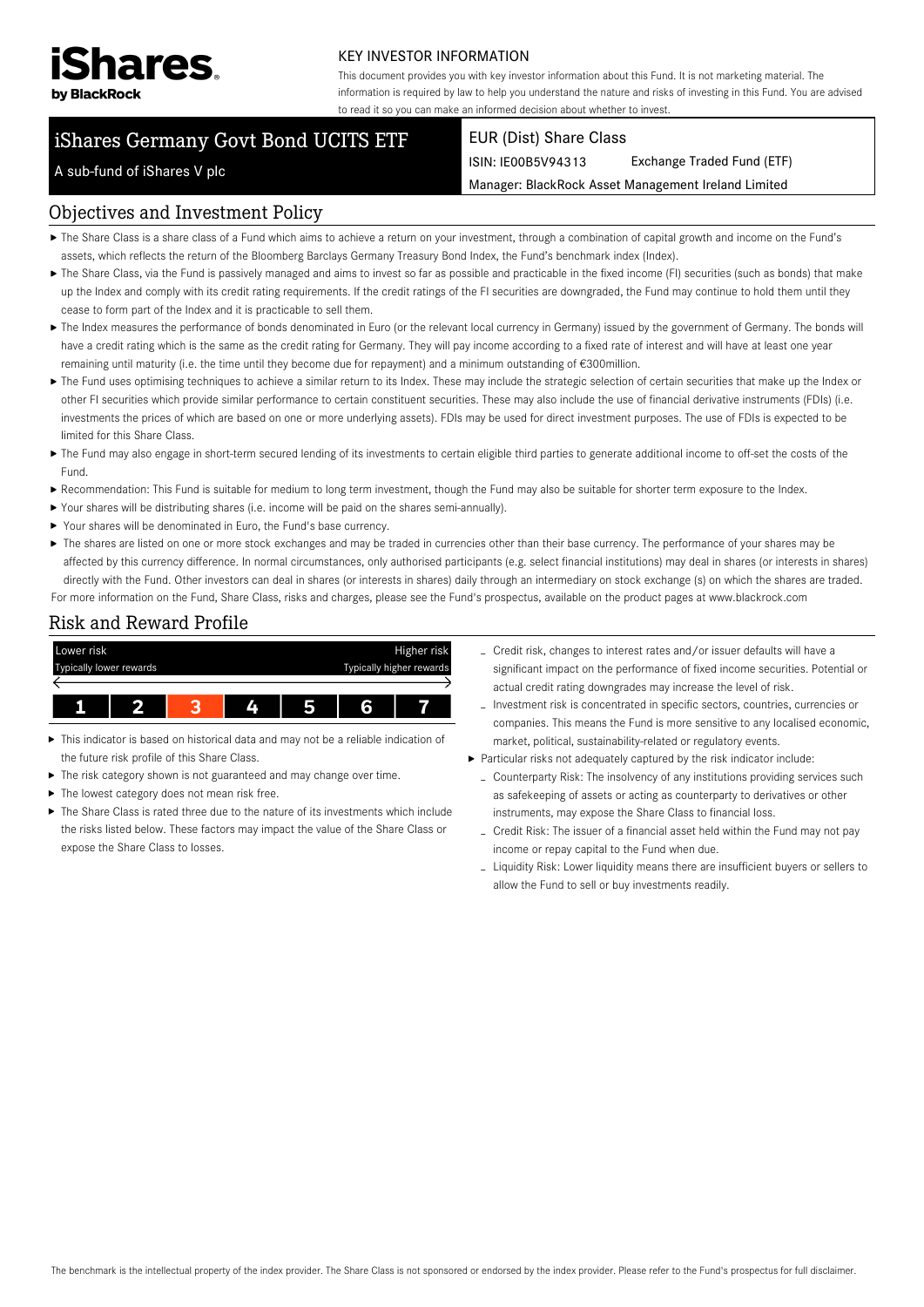iShares by BlackRock

KEY INVESTOR INFORMATION

This document provides you with key investor information about this Fund. It is not marketing material. The information is required by law to help you understand the nature and risks of investing in this Fund. You are advised to read it so you can make an informed decision about whether to invest.

# iShares Germany Govt Bond UCITS ETF

A sub-fund of iShares V plc

EUR (Dist) Share Class

ISIN: IE00B5V94313 | Exchange Traded Fund (ETF)

Manager: BlackRock Asset Management Ireland Limited

## Objectives and Investment Policy

- The Share Class is a share class of a Fund which aims to achieve a return on your investment, through a combination of capital growth and income on the Fund's assets, which reflects the return of the Bloomberg Barclays Germany Treasury Bond Index, the Fund's benchmark index (Index).
- The Share Class, via the Fund is passively managed and aims to invest so far as possible and practicable in the fixed income (FI) securities (such as bonds) that make up the Index and comply with its credit rating requirements. If the credit ratings of the FI securities are downgraded, the Fund may continue to hold them until they cease to form part of the Index and it is practicable to sell them.
- The Index measures the performance of bonds denominated in Euro (or the relevant local currency in Germany) issued by the government of Germany. The bonds will have a credit rating which is the same as the credit rating for Germany. They will pay income according to a fixed rate of interest and will have at least one year remaining until maturity (i.e. the time until they become due for repayment) and a minimum outstanding of €300million.
- The Fund uses optimising techniques to achieve a similar return to its Index. These may include the strategic selection of certain securities that make up the Index or other FI securities which provide similar performance to certain constituent securities. These may also include the use of financial derivative instruments (FDIs) (i.e. investments the prices of which are based on one or more underlying assets). FDIs may be used for direct investment purposes. The use of FDIs is expected to be limited for this Share Class.
- The Fund may also engage in short-term secured lending of its investments to certain eligible third parties to generate additional income to off-set the costs of the Fund.
- Recommendation: This Fund is suitable for medium to long term investment, though the Fund may also be suitable for shorter term exposure to the Index.
- Your shares will be distributing shares (i.e. income will be paid on the shares semi-annually).
- Your shares will be denominated in Euro, the Fund's base currency.
- The shares are listed on one or more stock exchanges and may be traded in currencies other than their base currency. The performance of your shares may be affected by this currency difference. In normal circumstances, only authorised participants (e.g. select financial institutions) may deal in shares (or interests in shares) directly with the Fund. Other investors can deal in shares (or interests in shares) daily through an intermediary on stock exchange (s) on which the shares are traded.

For more information on the Fund, Share Class, risks and charges, please see the Fund's prospectus, available on the product pages at www.blackrock.com

## Risk and Reward Profile

| Lower risk<br>Typically lower rewards | | | | | | Higher risk<br>Typically higher rewards |
|---|---|---|---|---|---|---|
| 1 | 2 | **3** | 4 | 5 | 6 | 7 |

- This indicator is based on historical data and may not be a reliable indication of the future risk profile of this Share Class.
- The risk category shown is not guaranteed and may change over time.
- The lowest category does not mean risk free.
- The Share Class is rated three due to the nature of its investments which include the risks listed below. These factors may impact the value of the Share Class or expose the Share Class to losses.
  - Credit risk, changes to interest rates and/or issuer defaults will have a significant impact on the performance of fixed income securities. Potential or actual credit rating downgrades may increase the level of risk.
  - Investment risk is concentrated in specific sectors, countries, currencies or companies. This means the Fund is more sensitive to any localised economic, market, political, sustainability-related or regulatory events.
- Particular risks not adequately captured by the risk indicator include:
  - Counterparty Risk: The insolvency of any institutions providing services such as safekeeping of assets or acting as counterparty to derivatives or other instruments, may expose the Share Class to financial loss.
  - Credit Risk: The issuer of a financial asset held within the Fund may not pay income or repay capital to the Fund when due.
  - Liquidity Risk: Lower liquidity means there are insufficient buyers or sellers to allow the Fund to sell or buy investments readily.

The benchmark is the intellectual property of the index provider. The Share Class is not sponsored or endorsed by the index provider. Please refer to the Fund's prospectus for full disclaimer.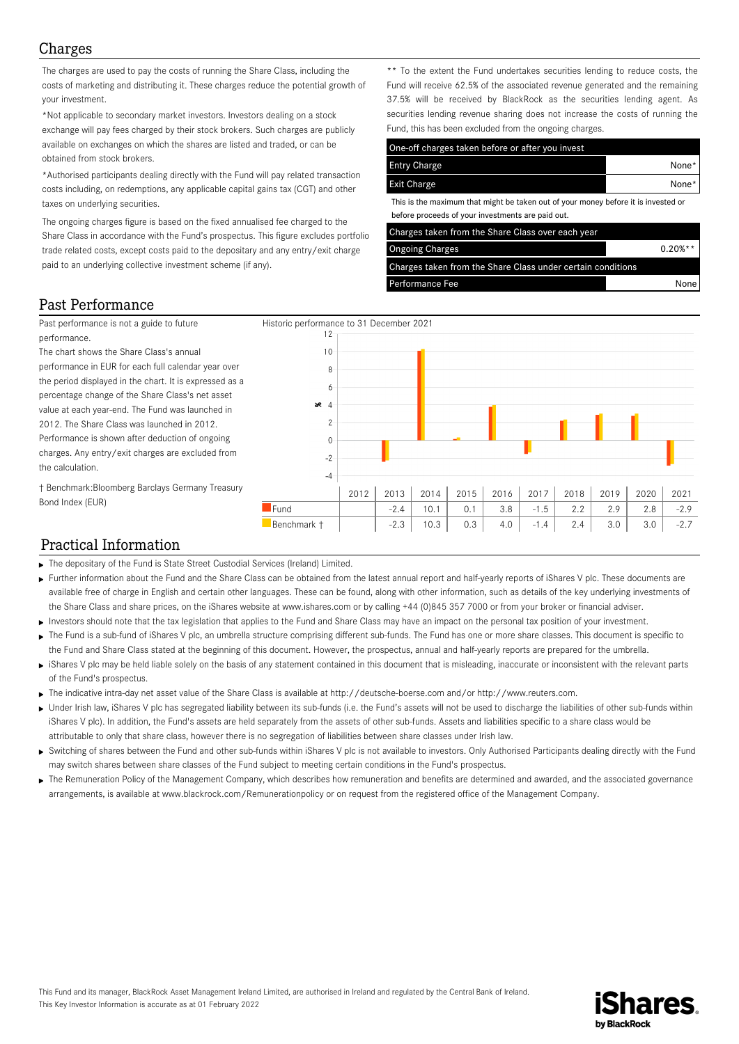## Charges

The charges are used to pay the costs of running the Share Class, including the costs of marketing and distributing it. These charges reduce the potential growth of your investment.

*Not applicable to secondary market investors. Investors dealing on a stock exchange will pay fees charged by their stock brokers. Such charges are publicly available on exchanges on which the shares are listed and traded, or can be obtained from stock brokers.

*Authorised participants dealing directly with the Fund will pay related transaction costs including, on redemptions, any applicable capital gains tax (CGT) and other taxes on underlying securities.

The ongoing charges figure is based on the fixed annualised fee charged to the Share Class in accordance with the Fund's prospectus. This figure excludes portfolio trade related costs, except costs paid to the depositary and any entry/exit charge paid to an underlying collective investment scheme (if any).

** To the extent the Fund undertakes securities lending to reduce costs, the Fund will receive 62.5% of the associated revenue generated and the remaining 37.5% will be received by BlackRock as the securities lending agent. As securities lending revenue sharing does not increase the costs of running the Fund, this has been excluded from the ongoing charges.

| One-off charges taken before or after you invest | |
|---|---|
| Entry Charge | None* |
| Exit Charge | None* |

This is the maximum that might be taken out of your money before it is invested or before proceeds of your investments are paid out.

| Charges taken from the Share Class over each year | |
|---|---|
| Ongoing Charges | 0.20%** |
| **Charges taken from the Share Class under certain conditions** | |
| Performance Fee | None |

## Past Performance

Past performance is not a guide to future performance.

The chart shows the Share Class's annual performance in EUR for each full calendar year over the period displayed in the chart. It is expressed as a percentage change of the Share Class's net asset value at each year-end. The Fund was launched in 2012. The Share Class was launched in 2012.

Performance is shown after deduction of ongoing charges. Any entry/exit charges are excluded from the calculation.

† Benchmark:Bloomberg Barclays Germany Treasury Bond Index (EUR)

Historic performance to 31 December 2021

%
12
10
8
6
4
2
0
-2
-4

| | 2012 | 2013 | 2014 | 2015 | 2016 | 2017 | 2018 | 2019 | 2020 | 2021 |
|---|---|---|---|---|---|---|---|---|---|---|
| Fund | | -2.4 | 10.1 | 0.1 | 3.8 | -1.5 | 2.2 | 2.9 | 2.8 | -2.9 |
| Benchmark † | | -2.3 | 10.3 | 0.3 | 4.0 | -1.4 | 2.4 | 3.0 | 3.0 | -2.7 |

## Practical Information

- The depositary of the Fund is State Street Custodial Services (Ireland) Limited.
- Further information about the Fund and the Share Class can be obtained from the latest annual report and half-yearly reports of iShares V plc. These documents are available free of charge in English and certain other languages. These can be found, along with other information, such as details of the key underlying investments of the Share Class and share prices, on the iShares website at www.ishares.com or by calling +44 (0)845 357 7000 or from your broker or financial adviser.
- Investors should note that the tax legislation that applies to the Fund and Share Class may have an impact on the personal tax position of your investment.
- The Fund is a sub-fund of iShares V plc, an umbrella structure comprising different sub-funds. The Fund has one or more share classes. This document is specific to the Fund and Share Class stated at the beginning of this document. However, the prospectus, annual and half-yearly reports are prepared for the umbrella.
- iShares V plc may be held liable solely on the basis of any statement contained in this document that is misleading, inaccurate or inconsistent with the relevant parts of the Fund's prospectus.
- The indicative intra-day net asset value of the Share Class is available at http://deutsche-boerse.com and/or http://www.reuters.com.
- Under Irish law, iShares V plc has segregated liability between its sub-funds (i.e. the Fund's assets will not be used to discharge the liabilities of other sub-funds within iShares V plc). In addition, the Fund's assets are held separately from the assets of other sub-funds. Assets and liabilities specific to a share class would be attributable to only that share class, however there is no segregation of liabilities between share classes under Irish law.
- Switching of shares between the Fund and other sub-funds within iShares V plc is not available to investors. Only Authorised Participants dealing directly with the Fund may switch shares between share classes of the Fund subject to meeting certain conditions in the Fund's prospectus.
- The Remuneration Policy of the Management Company, which describes how remuneration and benefits are determined and awarded, and the associated governance arrangements, is available at www.blackrock.com/Remunerationpolicy or on request from the registered office of the Management Company.

This Fund and its manager, BlackRock Asset Management Ireland Limited, are authorised in Ireland and regulated by the Central Bank of Ireland.
This Key Investor Information is accurate as at 01 February 2022